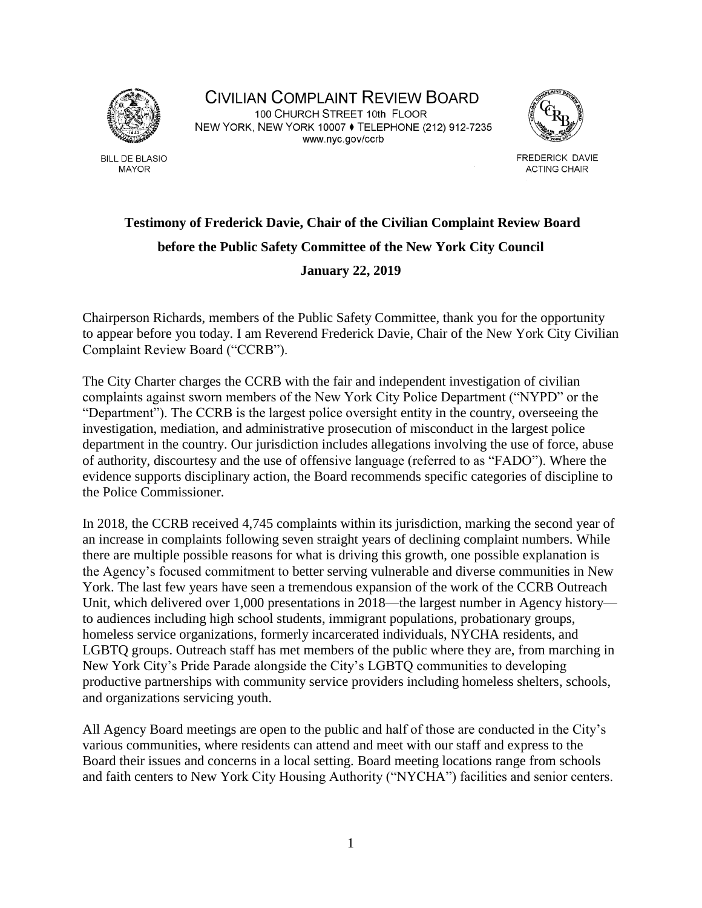CIVILIAN COMPLAINT REVIEW BOARD
100 CHURCH STREET 10th FLOOR
NEW YORK, NEW YORK 10007 ♦ TELEPHONE (212) 912-7235
www.nyc.gov/ccrb

BILL DE BLASIO
MAYOR

FREDERICK DAVIE
ACTING CHAIR

**Testimony of Frederick Davie, Chair of the Civilian Complaint Review Board**

**before the Public Safety Committee of the New York City Council**

**January 22, 2019**

Chairperson Richards, members of the Public Safety Committee, thank you for the opportunity to appear before you today. I am Reverend Frederick Davie, Chair of the New York City Civilian Complaint Review Board ("CCRB").

The City Charter charges the CCRB with the fair and independent investigation of civilian complaints against sworn members of the New York City Police Department ("NYPD" or the "Department"). The CCRB is the largest police oversight entity in the country, overseeing the investigation, mediation, and administrative prosecution of misconduct in the largest police department in the country. Our jurisdiction includes allegations involving the use of force, abuse of authority, discourtesy and the use of offensive language (referred to as "FADO"). Where the evidence supports disciplinary action, the Board recommends specific categories of discipline to the Police Commissioner.

In 2018, the CCRB received 4,745 complaints within its jurisdiction, marking the second year of an increase in complaints following seven straight years of declining complaint numbers. While there are multiple possible reasons for what is driving this growth, one possible explanation is the Agency's focused commitment to better serving vulnerable and diverse communities in New York. The last few years have seen a tremendous expansion of the work of the CCRB Outreach Unit, which delivered over 1,000 presentations in 2018—the largest number in Agency history—to audiences including high school students, immigrant populations, probationary groups, homeless service organizations, formerly incarcerated individuals, NYCHA residents, and LGBTQ groups. Outreach staff has met members of the public where they are, from marching in New York City's Pride Parade alongside the City's LGBTQ communities to developing productive partnerships with community service providers including homeless shelters, schools, and organizations servicing youth.

All Agency Board meetings are open to the public and half of those are conducted in the City's various communities, where residents can attend and meet with our staff and express to the Board their issues and concerns in a local setting. Board meeting locations range from schools and faith centers to New York City Housing Authority ("NYCHA") facilities and senior centers.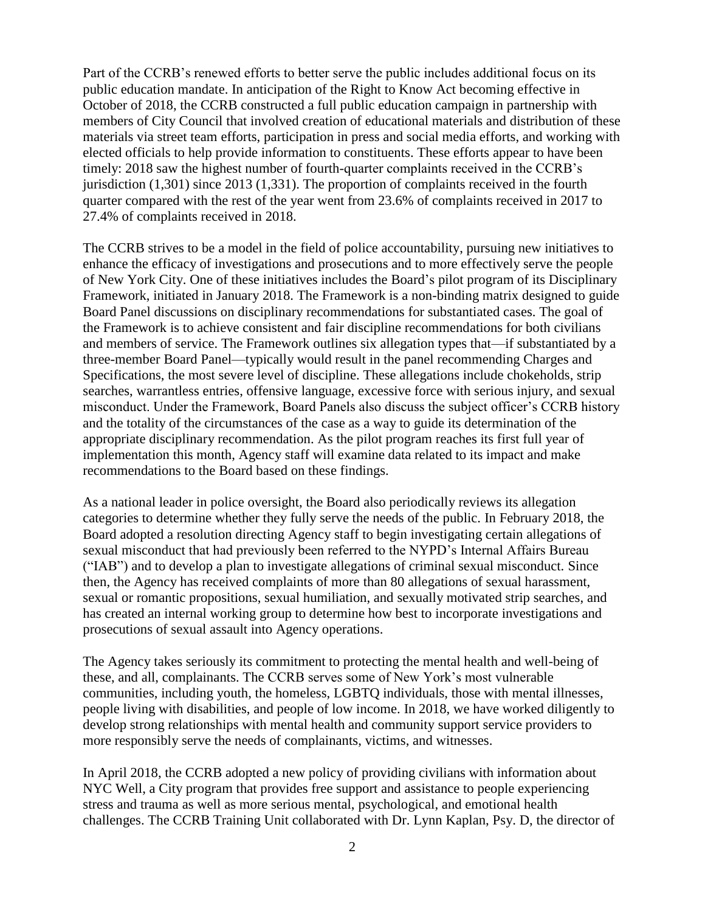Part of the CCRB's renewed efforts to better serve the public includes additional focus on its public education mandate. In anticipation of the Right to Know Act becoming effective in October of 2018, the CCRB constructed a full public education campaign in partnership with members of City Council that involved creation of educational materials and distribution of these materials via street team efforts, participation in press and social media efforts, and working with elected officials to help provide information to constituents. These efforts appear to have been timely: 2018 saw the highest number of fourth-quarter complaints received in the CCRB's jurisdiction (1,301) since 2013 (1,331). The proportion of complaints received in the fourth quarter compared with the rest of the year went from 23.6% of complaints received in 2017 to 27.4% of complaints received in 2018.

The CCRB strives to be a model in the field of police accountability, pursuing new initiatives to enhance the efficacy of investigations and prosecutions and to more effectively serve the people of New York City. One of these initiatives includes the Board's pilot program of its Disciplinary Framework, initiated in January 2018. The Framework is a non-binding matrix designed to guide Board Panel discussions on disciplinary recommendations for substantiated cases. The goal of the Framework is to achieve consistent and fair discipline recommendations for both civilians and members of service. The Framework outlines six allegation types that—if substantiated by a three-member Board Panel—typically would result in the panel recommending Charges and Specifications, the most severe level of discipline. These allegations include chokeholds, strip searches, warrantless entries, offensive language, excessive force with serious injury, and sexual misconduct. Under the Framework, Board Panels also discuss the subject officer's CCRB history and the totality of the circumstances of the case as a way to guide its determination of the appropriate disciplinary recommendation. As the pilot program reaches its first full year of implementation this month, Agency staff will examine data related to its impact and make recommendations to the Board based on these findings.

As a national leader in police oversight, the Board also periodically reviews its allegation categories to determine whether they fully serve the needs of the public. In February 2018, the Board adopted a resolution directing Agency staff to begin investigating certain allegations of sexual misconduct that had previously been referred to the NYPD's Internal Affairs Bureau ("IAB") and to develop a plan to investigate allegations of criminal sexual misconduct. Since then, the Agency has received complaints of more than 80 allegations of sexual harassment, sexual or romantic propositions, sexual humiliation, and sexually motivated strip searches, and has created an internal working group to determine how best to incorporate investigations and prosecutions of sexual assault into Agency operations.

The Agency takes seriously its commitment to protecting the mental health and well-being of these, and all, complainants. The CCRB serves some of New York's most vulnerable communities, including youth, the homeless, LGBTQ individuals, those with mental illnesses, people living with disabilities, and people of low income. In 2018, we have worked diligently to develop strong relationships with mental health and community support service providers to more responsibly serve the needs of complainants, victims, and witnesses.

In April 2018, the CCRB adopted a new policy of providing civilians with information about NYC Well, a City program that provides free support and assistance to people experiencing stress and trauma as well as more serious mental, psychological, and emotional health challenges. The CCRB Training Unit collaborated with Dr. Lynn Kaplan, Psy. D, the director of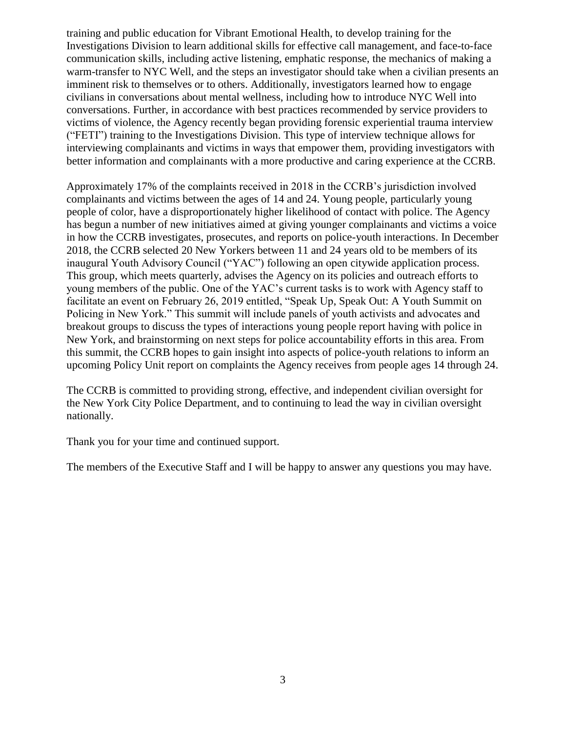training and public education for Vibrant Emotional Health, to develop training for the Investigations Division to learn additional skills for effective call management, and face-to-face communication skills, including active listening, emphatic response, the mechanics of making a warm-transfer to NYC Well, and the steps an investigator should take when a civilian presents an imminent risk to themselves or to others. Additionally, investigators learned how to engage civilians in conversations about mental wellness, including how to introduce NYC Well into conversations. Further, in accordance with best practices recommended by service providers to victims of violence, the Agency recently began providing forensic experiential trauma interview ("FETI") training to the Investigations Division. This type of interview technique allows for interviewing complainants and victims in ways that empower them, providing investigators with better information and complainants with a more productive and caring experience at the CCRB.

Approximately 17% of the complaints received in 2018 in the CCRB's jurisdiction involved complainants and victims between the ages of 14 and 24. Young people, particularly young people of color, have a disproportionately higher likelihood of contact with police. The Agency has begun a number of new initiatives aimed at giving younger complainants and victims a voice in how the CCRB investigates, prosecutes, and reports on police-youth interactions. In December 2018, the CCRB selected 20 New Yorkers between 11 and 24 years old to be members of its inaugural Youth Advisory Council ("YAC") following an open citywide application process. This group, which meets quarterly, advises the Agency on its policies and outreach efforts to young members of the public. One of the YAC's current tasks is to work with Agency staff to facilitate an event on February 26, 2019 entitled, "Speak Up, Speak Out: A Youth Summit on Policing in New York." This summit will include panels of youth activists and advocates and breakout groups to discuss the types of interactions young people report having with police in New York, and brainstorming on next steps for police accountability efforts in this area. From this summit, the CCRB hopes to gain insight into aspects of police-youth relations to inform an upcoming Policy Unit report on complaints the Agency receives from people ages 14 through 24.

The CCRB is committed to providing strong, effective, and independent civilian oversight for the New York City Police Department, and to continuing to lead the way in civilian oversight nationally.

Thank you for your time and continued support.

The members of the Executive Staff and I will be happy to answer any questions you may have.